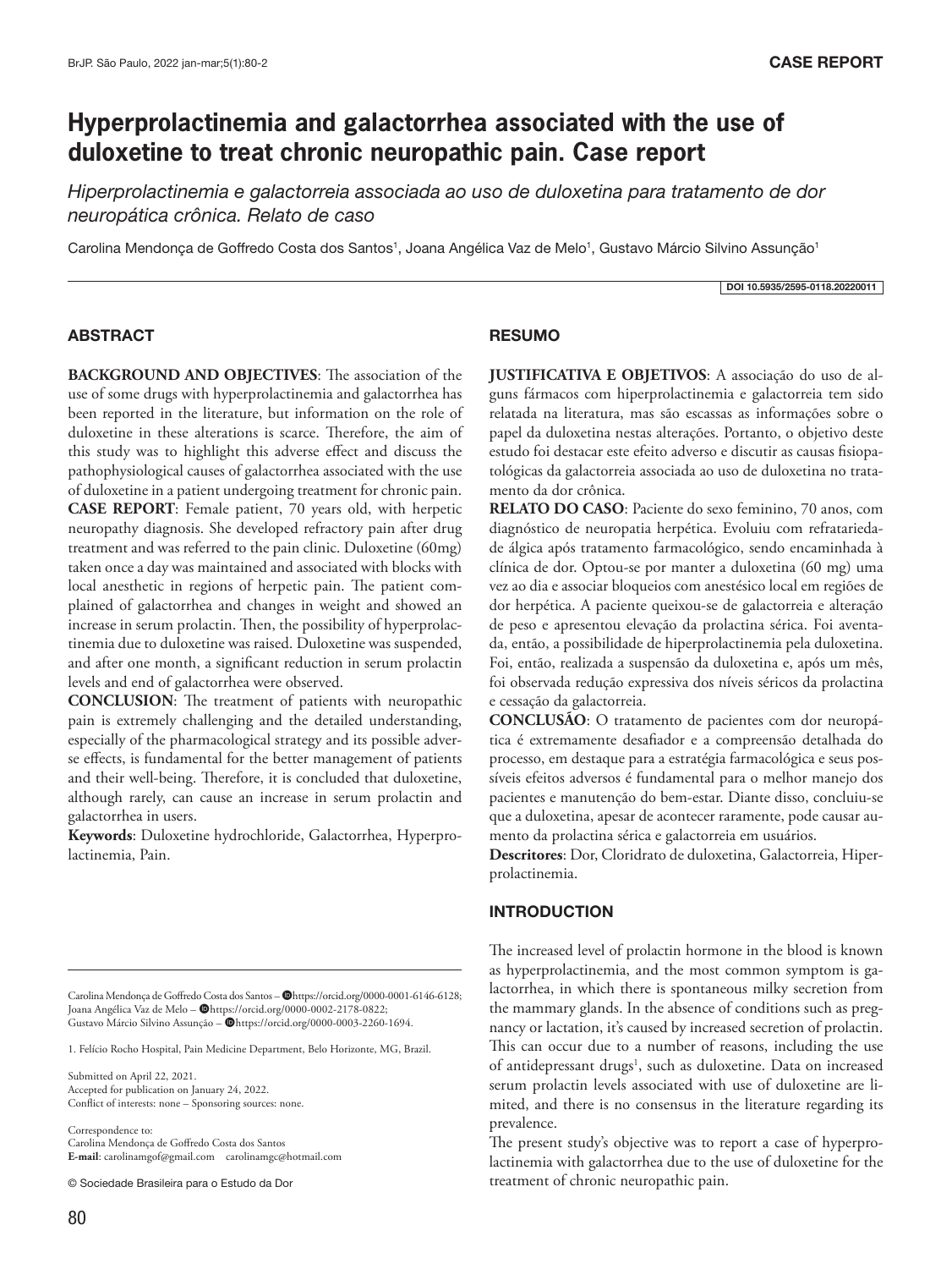# Hyperprolactinemia and galactorrhea associated with the use of duloxetine to treat chronic neuropathic pain. Case report

*Hiperprolactinemia e galactorreia associada ao uso de duloxetina para tratamento de dor neuropática crônica. Relato de caso*

Carolina Mendonça de Goffredo Costa dos Santos[1], Joana Angélica Vaz de Melo[1], Gustavo Márcio Silvino Assunção[1]

DOI 10.5935/2595-0118.20220011

## ABSTRACT

**BACKGROUND AND OBJECTIVES**: The association of the use of some drugs with hyperprolactinemia and galactorrhea has been reported in the literature, but information on the role of duloxetine in these alterations is scarce. Therefore, the aim of this study was to highlight this adverse effect and discuss the pathophysiological causes of galactorrhea associated with the use of duloxetine in a patient undergoing treatment for chronic pain.

**CASE REPORT**: Female patient, 70 years old, with herpetic neuropathy diagnosis. She developed refractory pain after drug treatment and was referred to the pain clinic. Duloxetine (60mg) taken once a day was maintained and associated with blocks with local anesthetic in regions of herpetic pain. The patient complained of galactorrhea and changes in weight and showed an increase in serum prolactin. Then, the possibility of hyperprolactinemia due to duloxetine was raised. Duloxetine was suspended, and after one month, a significant reduction in serum prolactin levels and end of galactorrhea were observed.

**CONCLUSION**: The treatment of patients with neuropathic pain is extremely challenging and the detailed understanding, especially of the pharmacological strategy and its possible adverse effects, is fundamental for the better management of patients and their well-being. Therefore, it is concluded that duloxetine, although rarely, can cause an increase in serum prolactin and galactorrhea in users.

**Keywords**: Duloxetine hydrochloride, Galactorrhea, Hyperprolactinemia, Pain.

## RESUMO

**JUSTIFICATIVA E OBJETIVOS**: A associação do uso de alguns fármacos com hiperprolactinemia e galactorreia tem sido relatada na literatura, mas são escassas as informações sobre o papel da duloxetina nestas alterações. Portanto, o objetivo deste estudo foi destacar este efeito adverso e discutir as causas fisiopatológicas da galactorreia associada ao uso de duloxetina no tratamento da dor crônica.

**RELATO DO CASO**: Paciente do sexo feminino, 70 anos, com diagnóstico de neuropatia herpética. Evoluiu com refratariedade álgica após tratamento farmacológico, sendo encaminhada à clínica de dor. Optou-se por manter a duloxetina (60 mg) uma vez ao dia e associar bloqueios com anestésico local em regiões de dor herpética. A paciente queixou-se de galactorreia e alteração de peso e apresentou elevação da prolactina sérica. Foi aventada, então, a possibilidade de hiperprolactinemia pela duloxetina. Foi, então, realizada a suspensão da duloxetina e, após um mês, foi observada redução expressiva dos níveis séricos da prolactina e cessação da galactorreia.

**CONCLUSÃO**: O tratamento de pacientes com dor neuropática é extremamente desafiador e a compreensão detalhada do processo, em destaque para a estratégia farmacológica e seus possíveis efeitos adversos é fundamental para o melhor manejo dos pacientes e manutenção do bem-estar. Diante disso, concluiu-se que a duloxetina, apesar de acontecer raramente, pode causar aumento da prolactina sérica e galactorreia em usuários.

**Descritores**: Dor, Cloridrato de duloxetina, Galactorreia, Hiperprolactinemia.

## INTRODUCTION

The increased level of prolactin hormone in the blood is known as hyperprolactinemia, and the most common symptom is galactorrhea, in which there is spontaneous milky secretion from the mammary glands. In the absence of conditions such as pregnancy or lactation, it's caused by increased secretion of prolactin. This can occur due to a number of reasons, including the use of antidepressant drugs[1], such as duloxetine. Data on increased serum prolactin levels associated with use of duloxetine are limited, and there is no consensus in the literature regarding its prevalence.

The present study's objective was to report a case of hyperprolactinemia with galactorrhea due to the use of duloxetine for the treatment of chronic neuropathic pain.

---

Carolina Mendonça de Goffredo Costa dos Santos – https://orcid.org/0000-0001-6146-6128;
Joana Angélica Vaz de Melo – https://orcid.org/0000-0002-2178-0822;
Gustavo Márcio Silvino Assunção – https://orcid.org/0000-0003-2260-1694.

1. Felício Rocho Hospital, Pain Medicine Department, Belo Horizonte, MG, Brazil.

Submitted on April 22, 2021.
Accepted for publication on January 24, 2022.
Conflict of interests: none – Sponsoring sources: none.

Correspondence to:
Carolina Mendonça de Goffredo Costa dos Santos
**E-mail**: carolinamgof@gmail.com carolinamgc@hotmail.com

© Sociedade Brasileira para o Estudo da Dor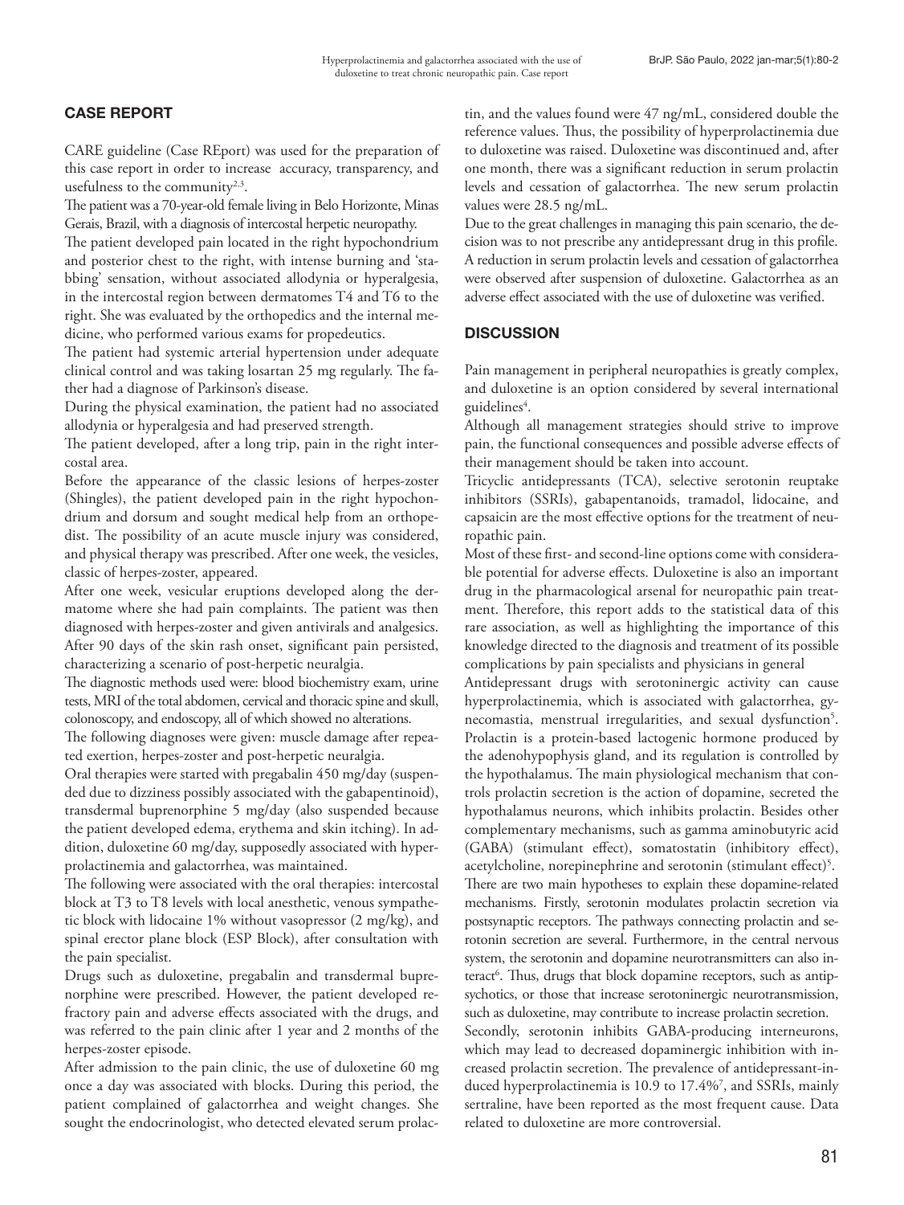## CASE REPORT

CARE guideline (Case REport) was used for the preparation of this case report in order to increase accuracy, transparency, and usefulness to the community[2,3].

The patient was a 70-year-old female living in Belo Horizonte, Minas Gerais, Brazil, with a diagnosis of intercostal herpetic neuropathy.

The patient developed pain located in the right hypochondrium and posterior chest to the right, with intense burning and 'stabbing' sensation, without associated allodynia or hyperalgesia, in the intercostal region between dermatomes T4 and T6 to the right. She was evaluated by the orthopedics and the internal medicine, who performed various exams for propedeutics.

The patient had systemic arterial hypertension under adequate clinical control and was taking losartan 25 mg regularly. The father had a diagnosis of Parkinson's disease.

During the physical examination, the patient had no associated allodynia or hyperalgesia and had preserved strength.

The patient developed, after a long trip, pain in the right intercostal area.

Before the appearance of the classic lesions of herpes-zoster (Shingles), the patient developed pain in the right hypochondrium and dorsum and sought medical help from an orthopedist. The possibility of an acute muscle injury was considered, and physical therapy was prescribed. After one week, the vesicles, classic of herpes-zoster, appeared.

After one week, vesicular eruptions developed along the dermatome where she had pain complaints. The patient was then diagnosed with herpes-zoster and given antivirals and analgesics. After 90 days of the skin rash onset, significant pain persisted, characterizing a scenario of post-herpetic neuralgia.

The diagnostic methods used were: blood biochemistry exam, urine tests, MRI of the total abdomen, cervical and thoracic spine and skull, colonoscopy, and endoscopy, all of which showed no alterations.

The following diagnoses were given: muscle damage after repeated exertion, herpes-zoster and post-herpetic neuralgia.

Oral therapies were started with pregabalin 450 mg/day (suspended due to dizziness possibly associated with the gabapentinoid), transdermal buprenorphine 5 mg/day (also suspended because the patient developed edema, erythema and skin itching). In addition, duloxetine 60 mg/day, supposedly associated with hyperprolactinemia and galactorrhea, was maintained.

The following were associated with the oral therapies: intercostal block at T3 to T8 levels with local anesthetic, venous sympathetic block with lidocaine 1% without vasopressor (2 mg/kg), and spinal erector plane block (ESP Block), after consultation with the pain specialist.

Drugs such as duloxetine, pregabalin and transdermal buprenorphine were prescribed. However, the patient developed refractory pain and adverse effects associated with the drugs, and was referred to the pain clinic after 1 year and 2 months of the herpes-zoster episode.

After admission to the pain clinic, the use of duloxetine 60 mg once a day was associated with blocks. During this period, the patient complained of galactorrhea and weight changes. She sought the endocrinologist, who detected elevated serum prolactin, and the values found were 47 ng/mL, considered double the reference values. Thus, the possibility of hyperprolactinemia due to duloxetine was raised. Duloxetine was discontinued and, after one month, there was a significant reduction in serum prolactin levels and cessation of galactorrhea. The new serum prolactin values were 28.5 ng/mL.

Due to the great challenges in managing this pain scenario, the decision was to not prescribe any antidepressant drug in this profile. A reduction in serum prolactin levels and cessation of galactorrhea were observed after suspension of duloxetine. Galactorrhea as an adverse effect associated with the use of duloxetine was verified.

## DISCUSSION

Pain management in peripheral neuropathies is greatly complex, and duloxetine is an option considered by several international guidelines[4].

Although all management strategies should strive to improve pain, the functional consequences and possible adverse effects of their management should be taken into account.

Tricyclic antidepressants (TCA), selective serotonin reuptake inhibitors (SSRIs), gabapentanoids, tramadol, lidocaine, and capsaicin are the most effective options for the treatment of neuropathic pain.

Most of these first- and second-line options come with considerable potential for adverse effects. Duloxetine is also an important drug in the pharmacological arsenal for neuropathic pain treatment. Therefore, this report adds to the statistical data of this rare association, as well as highlighting the importance of this knowledge directed to the diagnosis and treatment of its possible complications by pain specialists and physicians in general

Antidepressant drugs with serotoninergic activity can cause hyperprolactinemia, which is associated with galactorrhea, gynecomastia, menstrual irregularities, and sexual dysfunction[5]. Prolactin is a protein-based lactogenic hormone produced by the adenohypophysis gland, and its regulation is controlled by the hypothalamus. The main physiological mechanism that controls prolactin secretion is the action of dopamine, secreted the hypothalamus neurons, which inhibits prolactin. Besides other complementary mechanisms, such as gamma aminobutyric acid (GABA) (stimulant effect), somatostatin (inhibitory effect), acetylcholine, norepinephrine and serotonin (stimulant effect)[5].

There are two main hypotheses to explain these dopamine-related mechanisms. Firstly, serotonin modulates prolactin secretion via postsynaptic receptors. The pathways connecting prolactin and serotonin secretion are several. Furthermore, in the central nervous system, the serotonin and dopamine neurotransmitters can also interact[6]. Thus, drugs that block dopamine receptors, such as antipsychotics, or those that increase serotoninergic neurotransmission, such as duloxetine, may contribute to increase prolactin secretion.

Secondly, serotonin inhibits GABA-producing interneurons, which may lead to decreased dopaminergic inhibition with increased prolactin secretion. The prevalence of antidepressant-induced hyperprolactinemia is 10.9 to 17.4%[7], and SSRIs, mainly sertraline, have been reported as the most frequent cause. Data related to duloxetine are more controversial.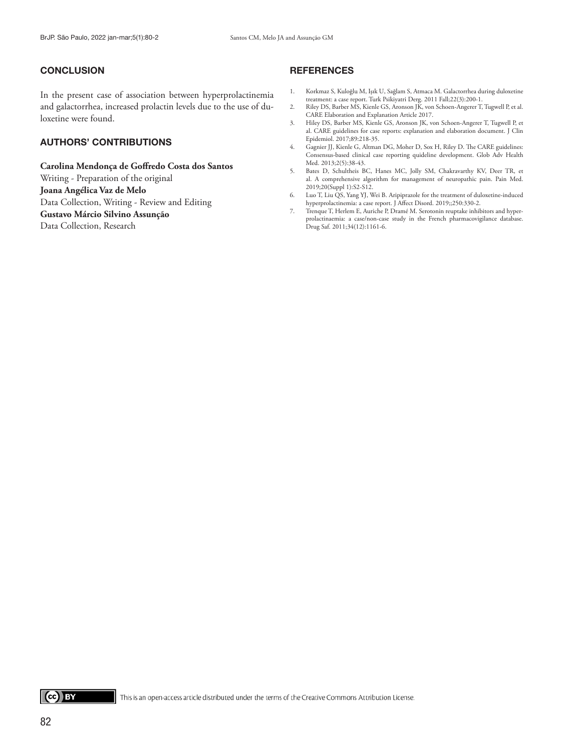## CONCLUSION

In the present case of association between hyperprolactinemia and galactorrhea, increased prolactin levels due to the use of duloxetine were found.

## AUTHORS' CONTRIBUTIONS

**Carolina Mendonça de Goffredo Costa dos Santos**
Writing - Preparation of the original
**Joana Angélica Vaz de Melo**
Data Collection, Writing - Review and Editing
**Gustavo Márcio Silvino Assunção**
Data Collection, Research

## REFERENCES

1. Korkmaz S, Kuloğlu M, Işık U, Sağlam S, Atmaca M. Galactorrhea during duloxetine treatment: a case report. Turk Psikiyatri Derg. 2011 Fall;22(3):200-1.
2. Riley DS, Barber MS, Kienle GS, Aronson JK, von Schoen-Angerer T, Tugwell P, et al. CARE Elaboration and Explanation Article 2017.
3. Hiley DS, Barber MS, Kienle GS, Aronson JK, von Schoen-Angerer T, Tugwell P, et al. CARE guidelines for case reports: explanation and elaboration document. J Clin Epidemiol. 2017;89:218-35.
4. Gagnier JJ, Kienle G, Altman DG, Moher D, Sox H, Riley D. The CARE guidelines: Consensus-based clinical case reporting quideline development. Glob Adv Health Med. 2013;2(5):38-43.
5. Bates D, Schultheis BC, Hanes MC, Jolly SM, Chakravarthy KV, Deer TR, et al. A comprehensive algorithm for management of neuropathic pain. Pain Med. 2019;20(Suppl 1):S2-S12.
6. Luo T, Liu QS, Yang YJ, Wei B. Aripiprazole for the treatment of duloxetine-induced hyperprolactinemia: a case report. J Affect Disord. 2019;;250:330-2.
7. Trenque T, Herlem E, Auriche P, Dramé M. Serotonin reuptake inhibitors and hyperprolactinaemia: a case/non-case study in the French pharmacovigilance database. Drug Saf. 2011;34(12):1161-6.

This is an open-access article distributed under the terms of the Creative Commons Attribution License.